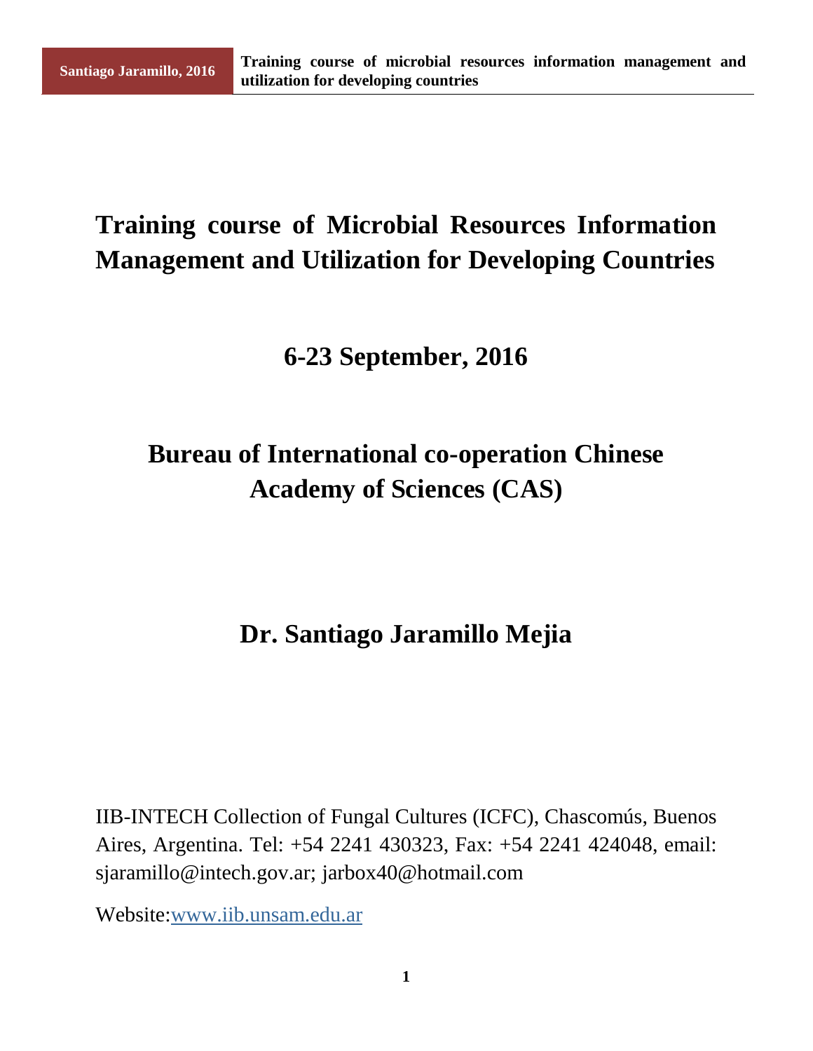# Training course of Microbial Resources Information Management and Utilization for Developing Countries

## 6-23 September, 2016

## Bureau of International co-operation Chinese Academy of Sciences (CAS)

## Dr. Santiago Jaramillo Mejia

IIB-INTECH Collection of Fungal Cultures (ICFC), Chascomús, Buenos Aires, Argentina. Tel: +54 2241 430323, Fax: +54 2241 424048, email: sjaramillo@intech.gov.ar; jarbox40@hotmail.com

Website:[www.iib.unsam.edu.ar](http://www.iib.unsam.edu.ar)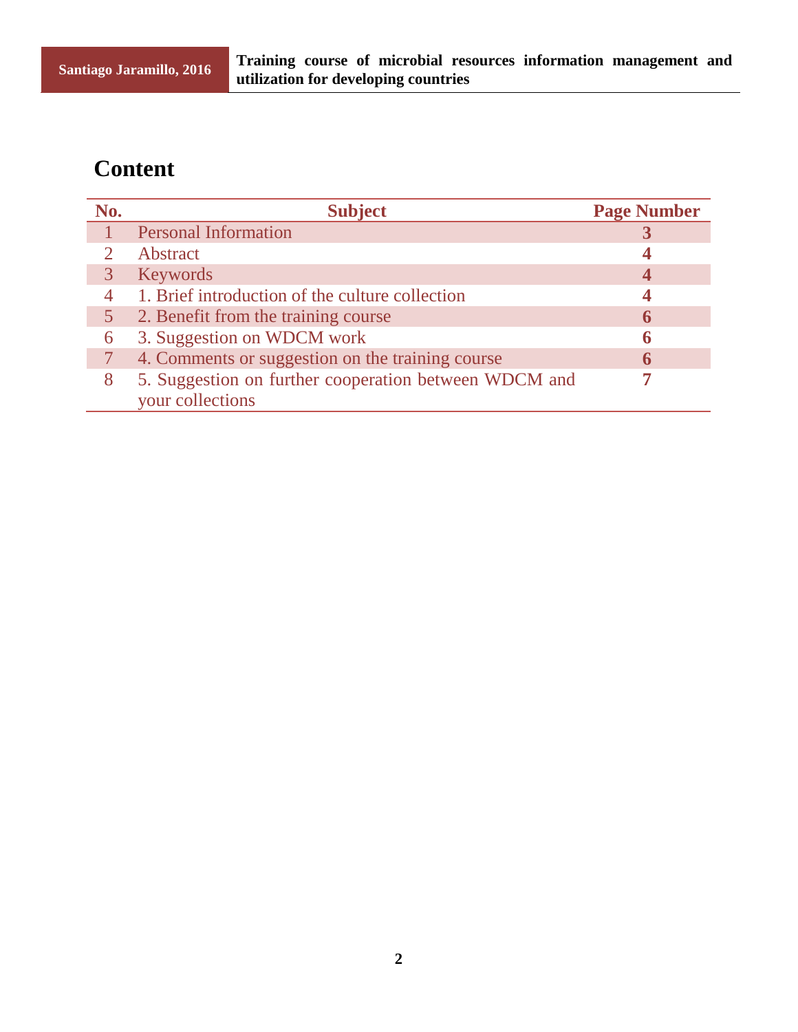# Content

| No. | Subject | Page Number |
|---|---|---|
| 1 | Personal Information | **3** |
| 2 | Abstract | **4** |
| 3 | Keywords | **4** |
| 4 | 1. Brief introduction of the culture collection | **4** |
| 5 | 2. Benefit from the training course | **6** |
| 6 | 3. Suggestion on WDCM work | **6** |
| 7 | 4. Comments or suggestion on the training course | **6** |
| 8 | 5. Suggestion on further cooperation between WDCM and your collections | **7** |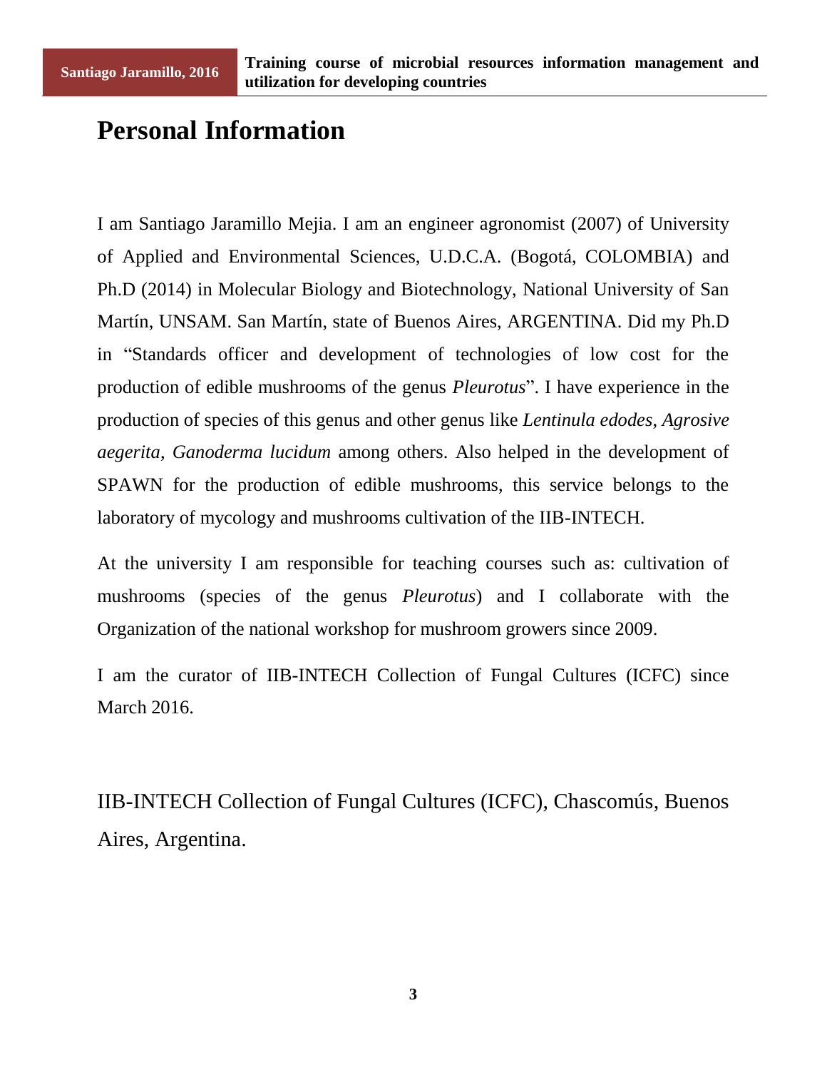# Personal Information

I am Santiago Jaramillo Mejia. I am an engineer agronomist (2007) of University of Applied and Environmental Sciences, U.D.C.A. (Bogotá, COLOMBIA) and Ph.D (2014) in Molecular Biology and Biotechnology, National University of San Martín, UNSAM. San Martín, state of Buenos Aires, ARGENTINA. Did my Ph.D in "Standards officer and development of technologies of low cost for the production of edible mushrooms of the genus *Pleurotus*". I have experience in the production of species of this genus and other genus like *Lentinula edodes*, *Agrosive aegerita*, *Ganoderma lucidum* among others. Also helped in the development of SPAWN for the production of edible mushrooms, this service belongs to the laboratory of mycology and mushrooms cultivation of the IIB-INTECH.

At the university I am responsible for teaching courses such as: cultivation of mushrooms (species of the genus *Pleurotus*) and I collaborate with the Organization of the national workshop for mushroom growers since 2009.

I am the curator of IIB-INTECH Collection of Fungal Cultures (ICFC) since March 2016.

IIB-INTECH Collection of Fungal Cultures (ICFC), Chascomús, Buenos Aires, Argentina.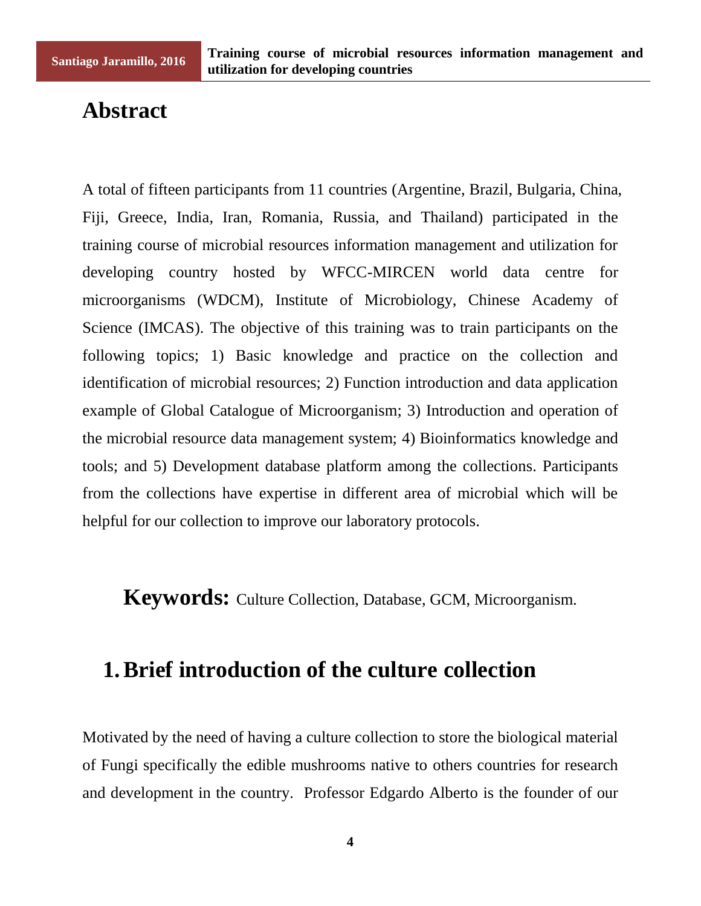# Abstract

A total of fifteen participants from 11 countries (Argentine, Brazil, Bulgaria, China, Fiji, Greece, India, Iran, Romania, Russia, and Thailand) participated in the training course of microbial resources information management and utilization for developing country hosted by WFCC-MIRCEN world data centre for microorganisms (WDCM), Institute of Microbiology, Chinese Academy of Science (IMCAS). The objective of this training was to train participants on the following topics; 1) Basic knowledge and practice on the collection and identification of microbial resources; 2) Function introduction and data application example of Global Catalogue of Microorganism; 3) Introduction and operation of the microbial resource data management system; 4) Bioinformatics knowledge and tools; and 5) Development database platform among the collections. Participants from the collections have expertise in different area of microbial which will be helpful for our collection to improve our laboratory protocols.

**Keywords:** Culture Collection, Database, GCM, Microorganism.

# 1. Brief introduction of the culture collection

Motivated by the need of having a culture collection to store the biological material of Fungi specifically the edible mushrooms native to others countries for research and development in the country. Professor Edgardo Alberto is the founder of our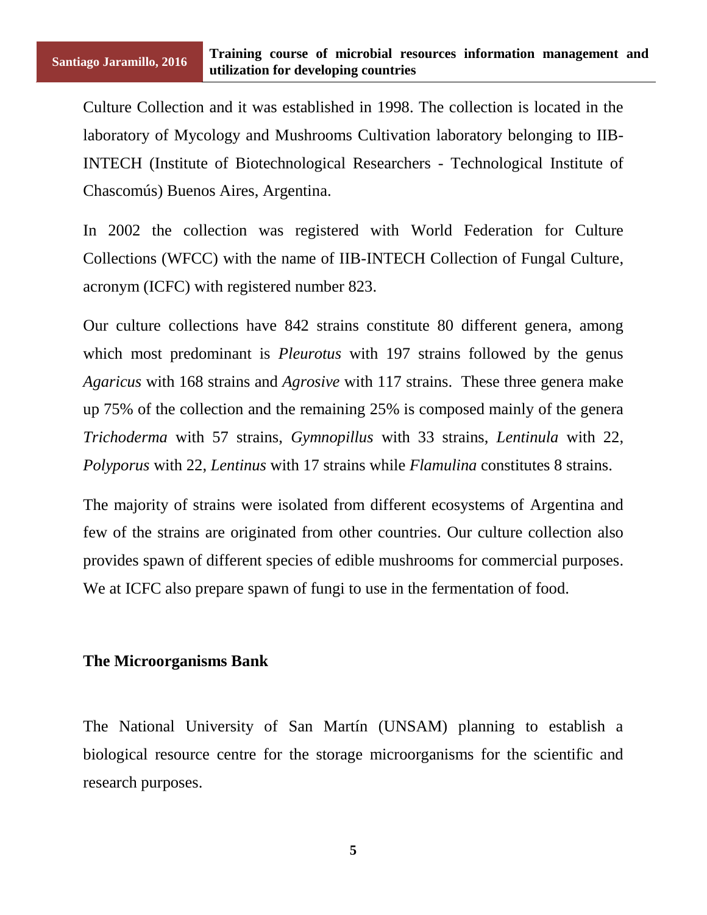Culture Collection and it was established in 1998. The collection is located in the laboratory of Mycology and Mushrooms Cultivation laboratory belonging to IIB-INTECH (Institute of Biotechnological Researchers - Technological Institute of Chascomús) Buenos Aires, Argentina.

In 2002 the collection was registered with World Federation for Culture Collections (WFCC) with the name of IIB-INTECH Collection of Fungal Culture, acronym (ICFC) with registered number 823.

Our culture collections have 842 strains constitute 80 different genera, among which most predominant is *Pleurotus* with 197 strains followed by the genus *Agaricus* with 168 strains and *Agrosive* with 117 strains. These three genera make up 75% of the collection and the remaining 25% is composed mainly of the genera *Trichoderma* with 57 strains, *Gymnopillus* with 33 strains, *Lentinula* with 22, *Polyporus* with 22, *Lentinus* with 17 strains while *Flamulina* constitutes 8 strains.

The majority of strains were isolated from different ecosystems of Argentina and few of the strains are originated from other countries. Our culture collection also provides spawn of different species of edible mushrooms for commercial purposes. We at ICFC also prepare spawn of fungi to use in the fermentation of food.

**The Microorganisms Bank**

The National University of San Martín (UNSAM) planning to establish a biological resource centre for the storage microorganisms for the scientific and research purposes.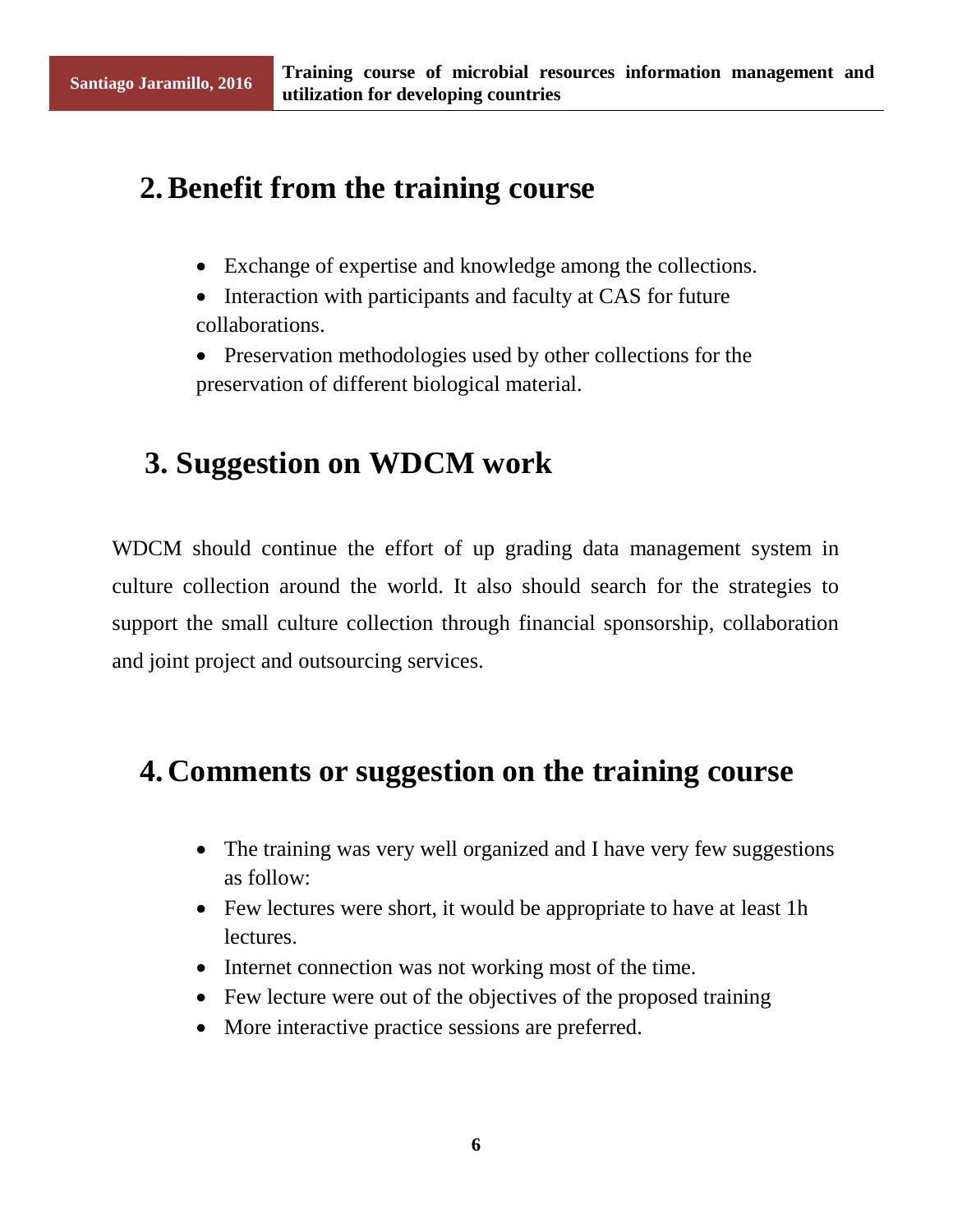## 2. Benefit from the training course

- Exchange of expertise and knowledge among the collections.
- Interaction with participants and faculty at CAS for future collaborations.
- Preservation methodologies used by other collections for the preservation of different biological material.

## 3. Suggestion on WDCM work

WDCM should continue the effort of up grading data management system in culture collection around the world. It also should search for the strategies to support the small culture collection through financial sponsorship, collaboration and joint project and outsourcing services.

## 4. Comments or suggestion on the training course

- The training was very well organized and I have very few suggestions as follow:
- Few lectures were short, it would be appropriate to have at least 1h lectures.
- Internet connection was not working most of the time.
- Few lecture were out of the objectives of the proposed training
- More interactive practice sessions are preferred.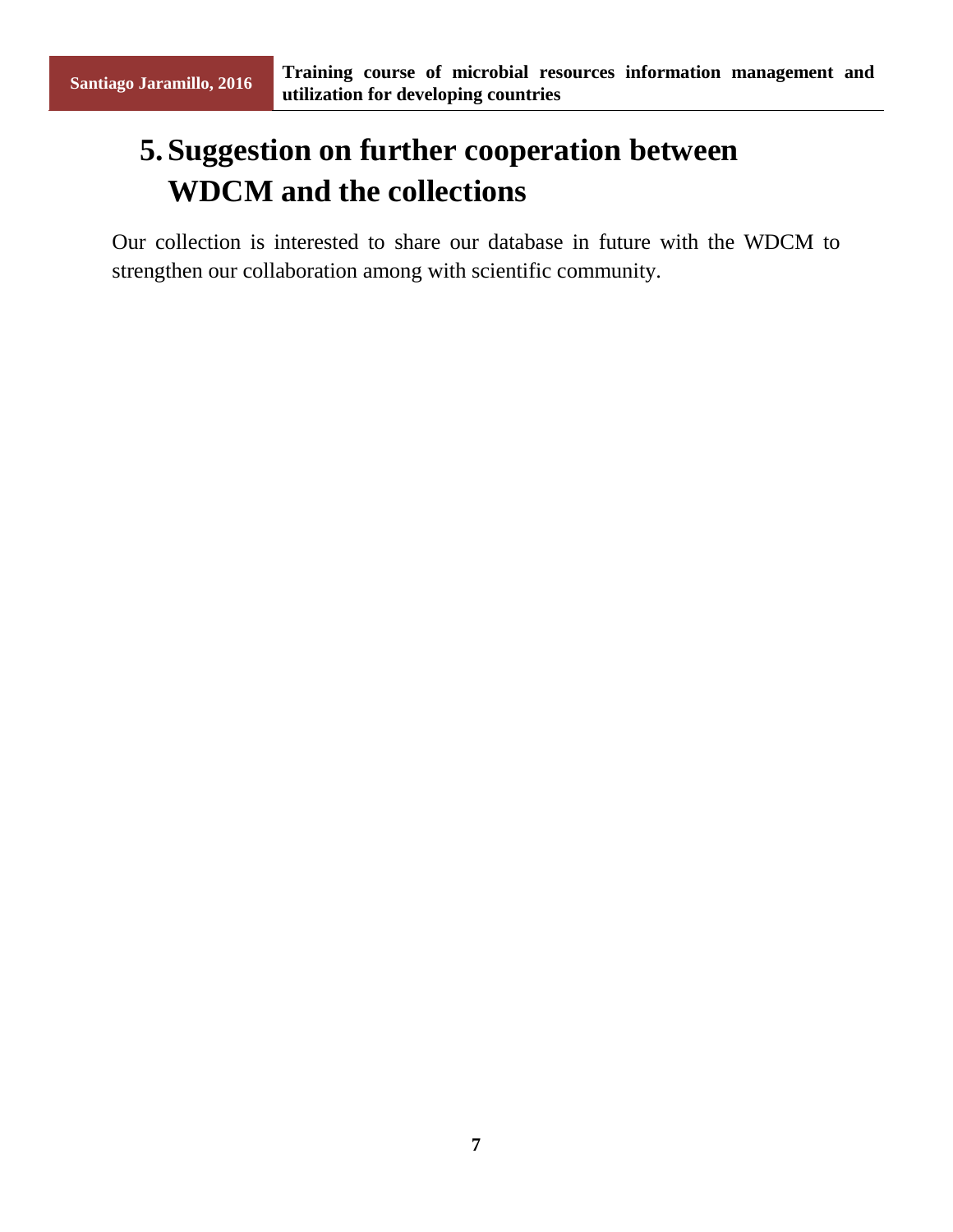# 5. Suggestion on further cooperation between WDCM and the collections

Our collection is interested to share our database in future with the WDCM to strengthen our collaboration among with scientific community.